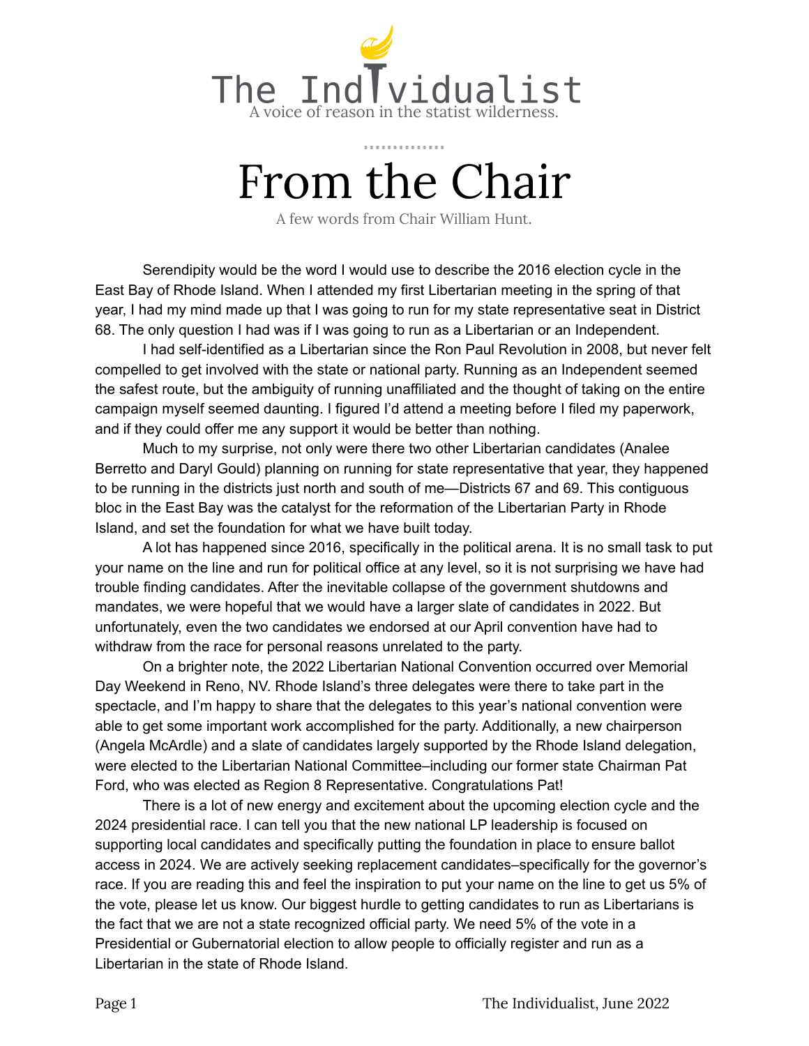# The Individualist

A voice of reason in the statist wilderness.

## From the Chair

A few words from Chair William Hunt.

Serendipity would be the word I would use to describe the 2016 election cycle in the East Bay of Rhode Island. When I attended my first Libertarian meeting in the spring of that year, I had my mind made up that I was going to run for my state representative seat in District 68. The only question I had was if I was going to run as a Libertarian or an Independent.

I had self-identified as a Libertarian since the Ron Paul Revolution in 2008, but never felt compelled to get involved with the state or national party. Running as an Independent seemed the safest route, but the ambiguity of running unaffiliated and the thought of taking on the entire campaign myself seemed daunting. I figured I'd attend a meeting before I filed my paperwork, and if they could offer me any support it would be better than nothing.

Much to my surprise, not only were there two other Libertarian candidates (Analee Berretto and Daryl Gould) planning on running for state representative that year, they happened to be running in the districts just north and south of me—Districts 67 and 69. This contiguous bloc in the East Bay was the catalyst for the reformation of the Libertarian Party in Rhode Island, and set the foundation for what we have built today.

A lot has happened since 2016, specifically in the political arena. It is no small task to put your name on the line and run for political office at any level, so it is not surprising we have had trouble finding candidates. After the inevitable collapse of the government shutdowns and mandates, we were hopeful that we would have a larger slate of candidates in 2022. But unfortunately, even the two candidates we endorsed at our April convention have had to withdraw from the race for personal reasons unrelated to the party.

On a brighter note, the 2022 Libertarian National Convention occurred over Memorial Day Weekend in Reno, NV. Rhode Island's three delegates were there to take part in the spectacle, and I'm happy to share that the delegates to this year's national convention were able to get some important work accomplished for the party. Additionally, a new chairperson (Angela McArdle) and a slate of candidates largely supported by the Rhode Island delegation, were elected to the Libertarian National Committee–including our former state Chairman Pat Ford, who was elected as Region 8 Representative. Congratulations Pat!

There is a lot of new energy and excitement about the upcoming election cycle and the 2024 presidential race. I can tell you that the new national LP leadership is focused on supporting local candidates and specifically putting the foundation in place to ensure ballot access in 2024. We are actively seeking replacement candidates–specifically for the governor's race. If you are reading this and feel the inspiration to put your name on the line to get us 5% of the vote, please let us know. Our biggest hurdle to getting candidates to run as Libertarians is the fact that we are not a state recognized official party. We need 5% of the vote in a Presidential or Gubernatorial election to allow people to officially register and run as a Libertarian in the state of Rhode Island.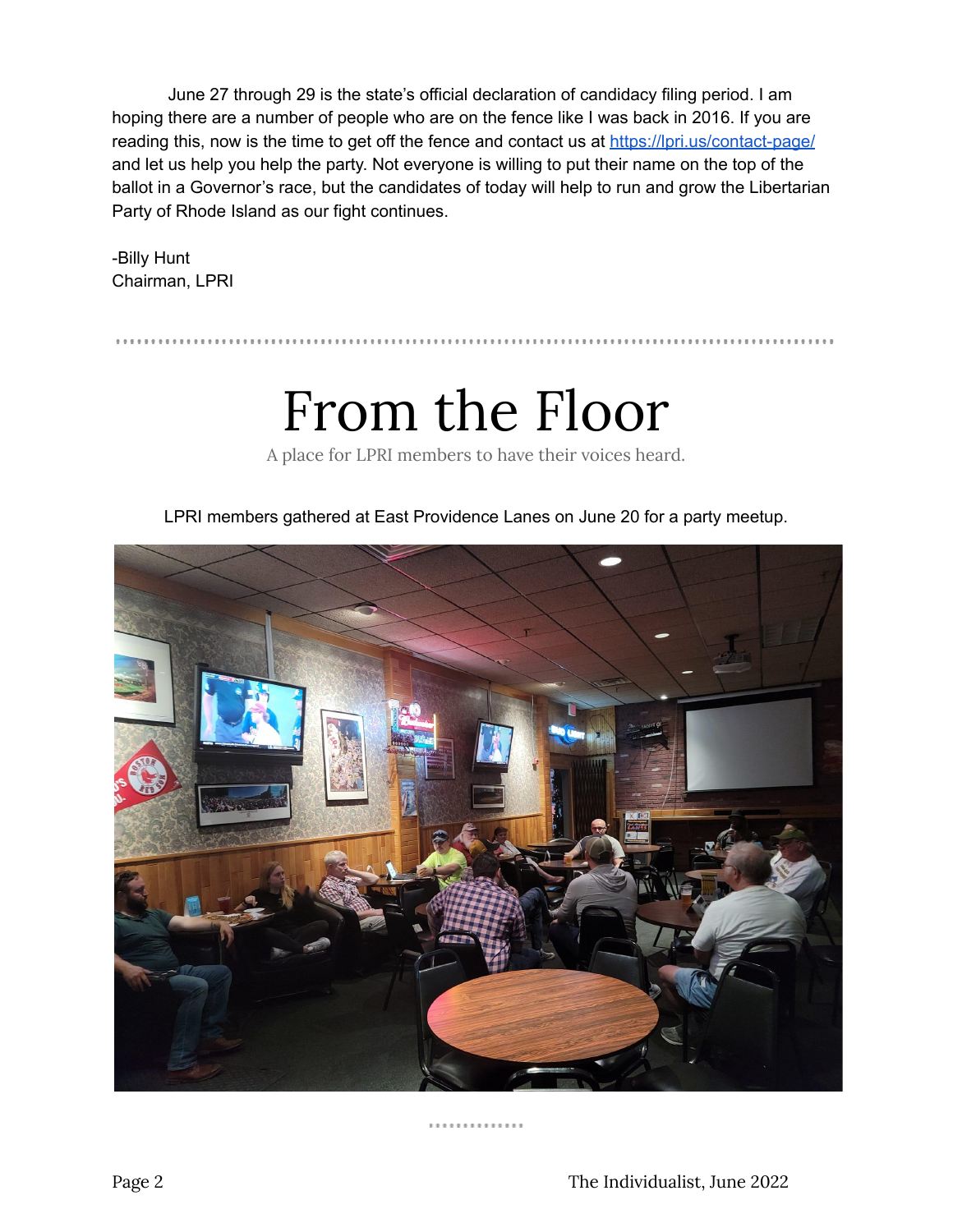June 27 through 29 is the state's official declaration of candidacy filing period. I am hoping there are a number of people who are on the fence like I was back in 2016. If you are reading this, now is the time to get off the fence and contact us at [https://lpri.us/contact-page/](https://lpri.us/contact-page/) and let us help you help the party. Not everyone is willing to put their name on the top of the ballot in a Governor's race, but the candidates of today will help to run and grow the Libertarian Party of Rhode Island as our fight continues.

-Billy Hunt
Chairman, LPRI

# From the Floor

A place for LPRI members to have their voices heard.

LPRI members gathered at East Providence Lanes on June 20 for a party meetup.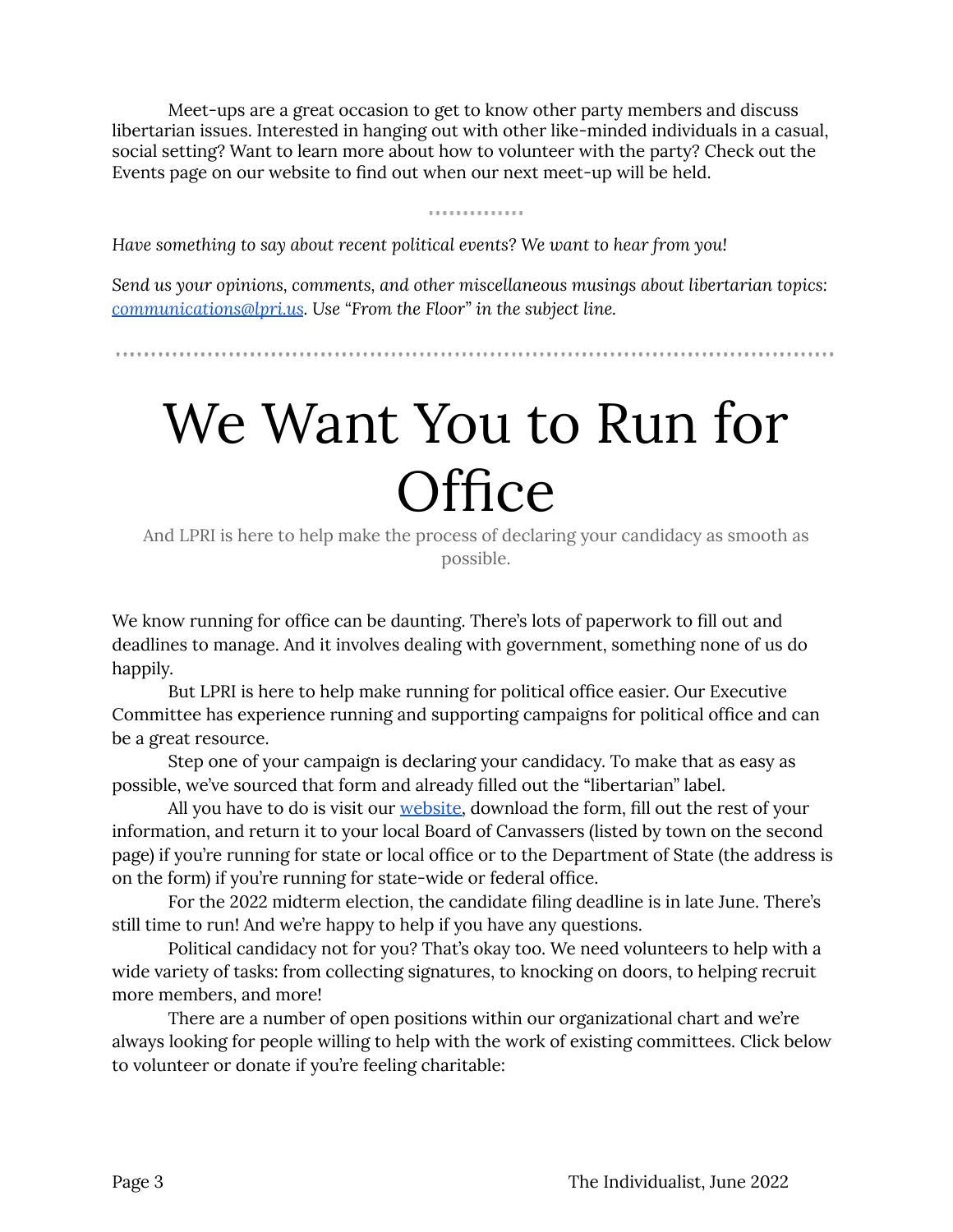Meet-ups are a great occasion to get to know other party members and discuss libertarian issues. Interested in hanging out with other like-minded individuals in a casual, social setting? Want to learn more about how to volunteer with the party? Check out the Events page on our website to find out when our next meet-up will be held.

---

*Have something to say about recent political events? We want to hear from you!*

*Send us your opinions, comments, and other miscellaneous musings about libertarian topics: [communications@lpri.us](mailto:communications@lpri.us). Use "From the Floor" in the subject line.*

---

# We Want You to Run for Office

And LPRI is here to help make the process of declaring your candidacy as smooth as possible.

We know running for office can be daunting. There's lots of paperwork to fill out and deadlines to manage. And it involves dealing with government, something none of us do happily.

But LPRI is here to help make running for political office easier. Our Executive Committee has experience running and supporting campaigns for political office and can be a great resource.

Step one of your campaign is declaring your candidacy. To make that as easy as possible, we've sourced that form and already filled out the "libertarian" label.

All you have to do is visit our [website](), download the form, fill out the rest of your information, and return it to your local Board of Canvassers (listed by town on the second page) if you're running for state or local office or to the Department of State (the address is on the form) if you're running for state-wide or federal office.

For the 2022 midterm election, the candidate filing deadline is in late June. There's still time to run! And we're happy to help if you have any questions.

Political candidacy not for you? That's okay too. We need volunteers to help with a wide variety of tasks: from collecting signatures, to knocking on doors, to helping recruit more members, and more!

There are a number of open positions within our organizational chart and we're always looking for people willing to help with the work of existing committees. Click below to volunteer or donate if you're feeling charitable: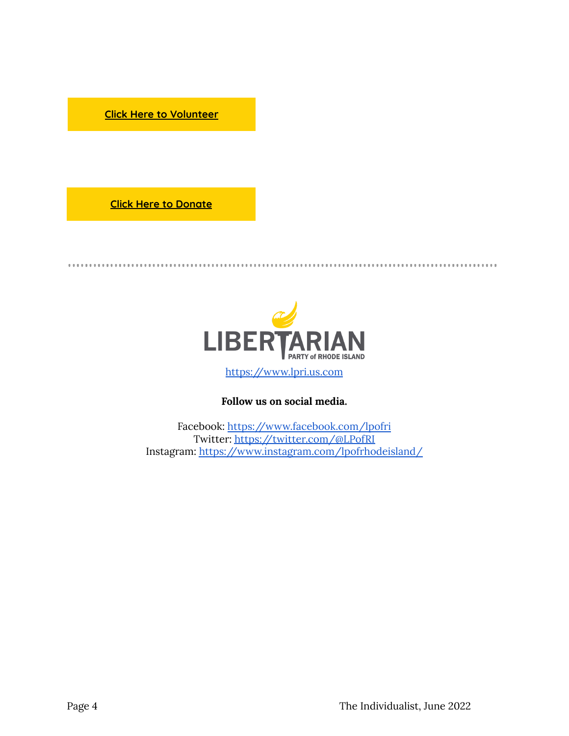**Click Here to Volunteer**

**Click Here to Donate**

---

LIBERTARIAN PARTY of RHODE ISLAND

https://www.lpri.us.com

**Follow us on social media.**

Facebook: https://www.facebook.com/lpofri
Twitter: https://twitter.com/@LPofRI
Instagram: https://www.instagram.com/lpofrhodeisland/